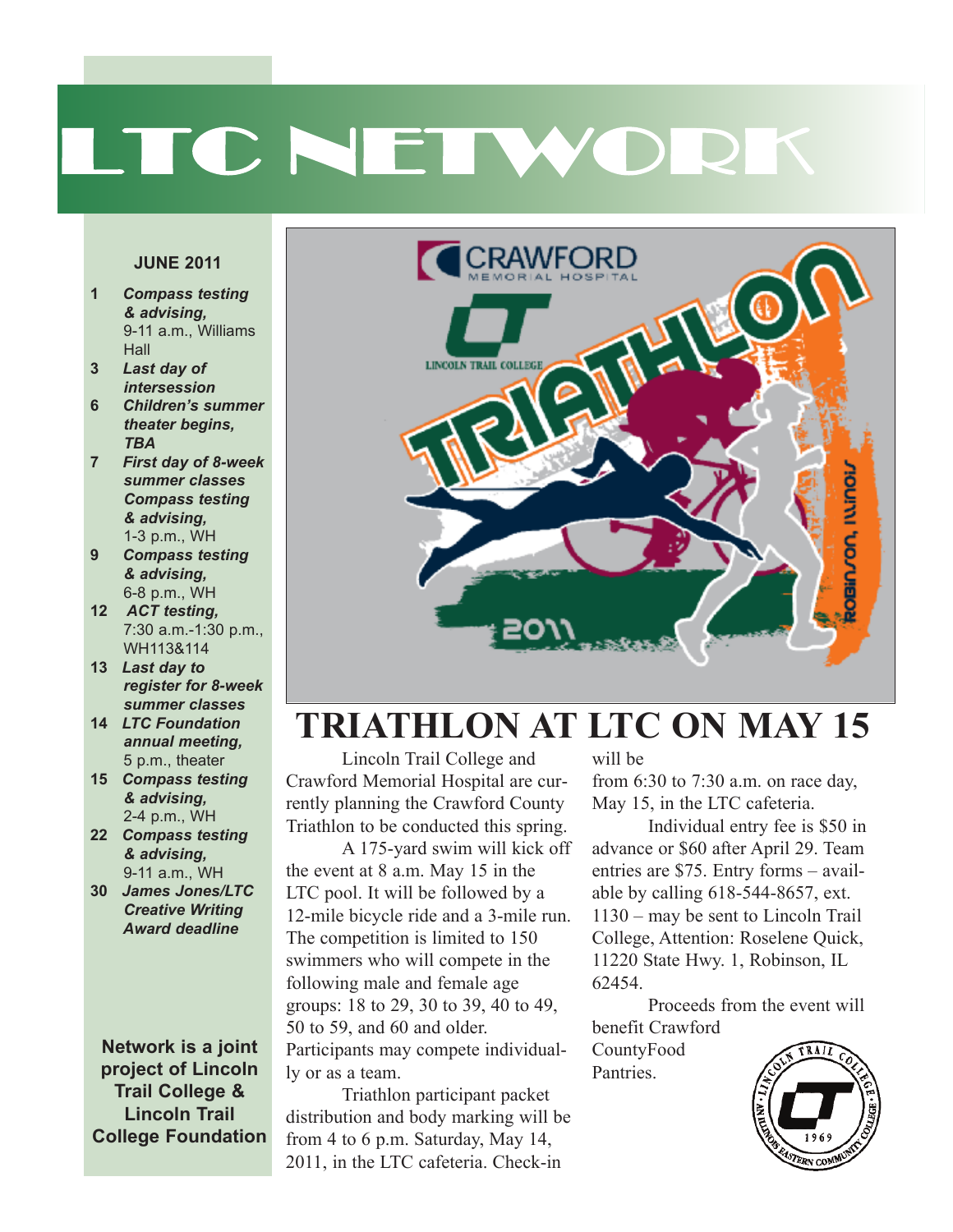# LTC NETWORK

**JUNE 2011**

- **1** ***Compass testing & advising,*** 9-11 a.m., Williams Hall
- **3** ***Last day of intersession***
- **6** ***Children's summer theater begins, TBA***
- **7** ***First day of 8-week summer classes***
  ***Compass testing & advising,*** 1-3 p.m., WH
- **9** ***Compass testing & advising,*** 6-8 p.m., WH
- **12** ***ACT testing,*** 7:30 a.m.-1:30 p.m., WH113&114
- **13** ***Last day to register for 8-week summer classes***
- **14** ***LTC Foundation annual meeting,*** 5 p.m., theater
- **15** ***Compass testing & advising,*** 2-4 p.m., WH
- **22** ***Compass testing & advising,*** 9-11 a.m., WH
- **30** ***James Jones/LTC Creative Writing Award deadline***

**Network is a joint project of Lincoln Trail College & Lincoln Trail College Foundation**

## TRIATHLON AT LTC ON MAY 15

Lincoln Trail College and Crawford Memorial Hospital are currently planning the Crawford County Triathlon to be conducted this spring.

A 175-yard swim will kick off the event at 8 a.m. May 15 in the LTC pool. It will be followed by a 12-mile bicycle ride and a 3-mile run. The competition is limited to 150 swimmers who will compete in the following male and female age groups: 18 to 29, 30 to 39, 40 to 49, 50 to 59, and 60 and older. Participants may compete individually or as a team.

Triathlon participant packet distribution and body marking will be from 4 to 6 p.m. Saturday, May 14, 2011, in the LTC cafeteria. Check-in will be from 6:30 to 7:30 a.m. on race day, May 15, in the LTC cafeteria.

Individual entry fee is $50 in advance or $60 after April 29. Team entries are $75. Entry forms – available by calling 618-544-8657, ext. 1130 – may be sent to Lincoln Trail College, Attention: Roselene Quick, 11220 State Hwy. 1, Robinson, IL 62454.

Proceeds from the event will benefit Crawford CountyFood Pantries.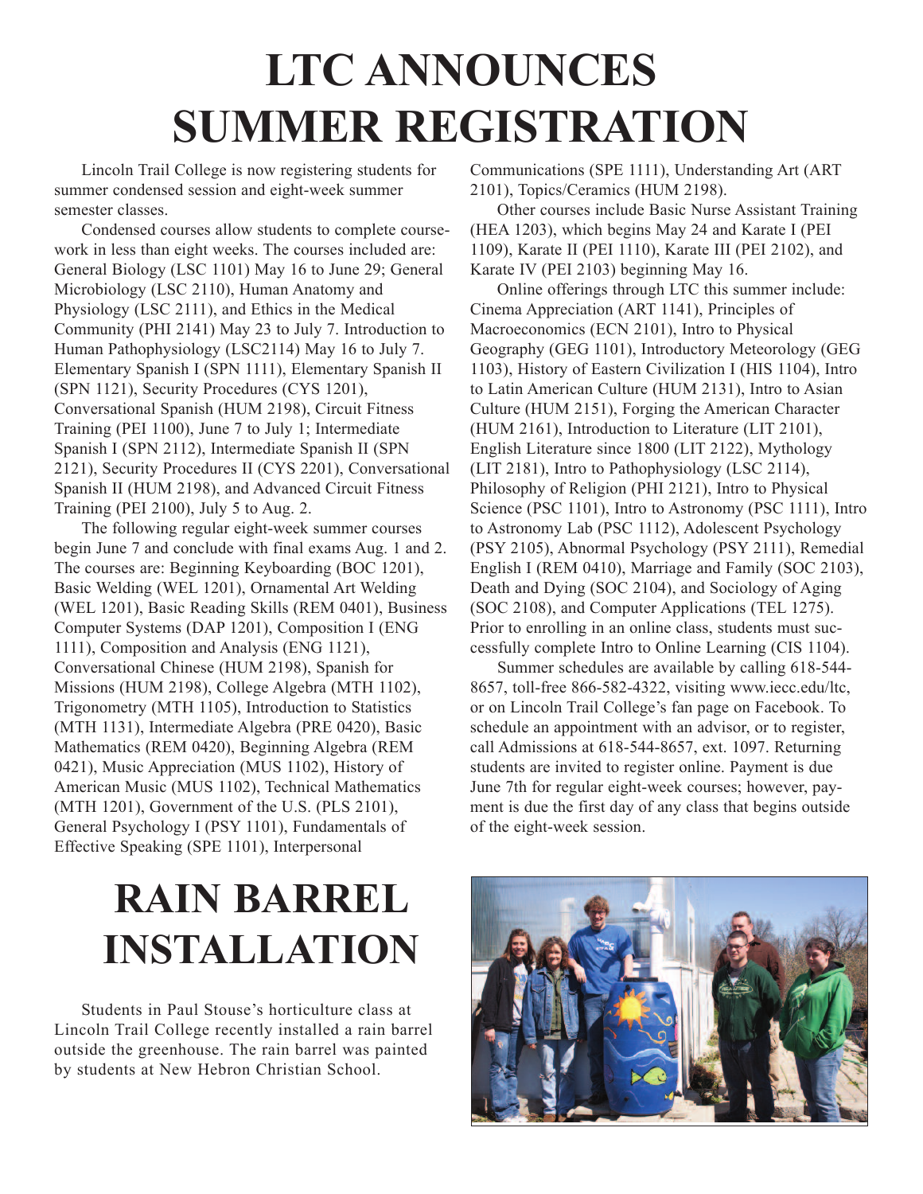# LTC ANNOUNCES SUMMER REGISTRATION

Lincoln Trail College is now registering students for summer condensed session and eight-week summer semester classes.

Condensed courses allow students to complete coursework in less than eight weeks. The courses included are: General Biology (LSC 1101) May 16 to June 29; General Microbiology (LSC 2110), Human Anatomy and Physiology (LSC 2111), and Ethics in the Medical Community (PHI 2141) May 23 to July 7. Introduction to Human Pathophysiology (LSC2114) May 16 to July 7. Elementary Spanish I (SPN 1111), Elementary Spanish II (SPN 1121), Security Procedures (CYS 1201), Conversational Spanish (HUM 2198), Circuit Fitness Training (PEI 1100), June 7 to July 1; Intermediate Spanish I (SPN 2112), Intermediate Spanish II (SPN 2121), Security Procedures II (CYS 2201), Conversational Spanish II (HUM 2198), and Advanced Circuit Fitness Training (PEI 2100), July 5 to Aug. 2.

The following regular eight-week summer courses begin June 7 and conclude with final exams Aug. 1 and 2. The courses are: Beginning Keyboarding (BOC 1201), Basic Welding (WEL 1201), Ornamental Art Welding (WEL 1201), Basic Reading Skills (REM 0401), Business Computer Systems (DAP 1201), Composition I (ENG 1111), Composition and Analysis (ENG 1121), Conversational Chinese (HUM 2198), Spanish for Missions (HUM 2198), College Algebra (MTH 1102), Trigonometry (MTH 1105), Introduction to Statistics (MTH 1131), Intermediate Algebra (PRE 0420), Basic Mathematics (REM 0420), Beginning Algebra (REM 0421), Music Appreciation (MUS 1102), History of American Music (MUS 1102), Technical Mathematics (MTH 1201), Government of the U.S. (PLS 2101), General Psychology I (PSY 1101), Fundamentals of Effective Speaking (SPE 1101), Interpersonal Communications (SPE 1111), Understanding Art (ART 2101), Topics/Ceramics (HUM 2198).

Other courses include Basic Nurse Assistant Training (HEA 1203), which begins May 24 and Karate I (PEI 1109), Karate II (PEI 1110), Karate III (PEI 2102), and Karate IV (PEI 2103) beginning May 16.

Online offerings through LTC this summer include: Cinema Appreciation (ART 1141), Principles of Macroeconomics (ECN 2101), Intro to Physical Geography (GEG 1101), Introductory Meteorology (GEG 1103), History of Eastern Civilization I (HIS 1104), Intro to Latin American Culture (HUM 2131), Intro to Asian Culture (HUM 2151), Forging the American Character (HUM 2161), Introduction to Literature (LIT 2101), English Literature since 1800 (LIT 2122), Mythology (LIT 2181), Intro to Pathophysiology (LSC 2114), Philosophy of Religion (PHI 2121), Intro to Physical Science (PSC 1101), Intro to Astronomy (PSC 1111), Intro to Astronomy Lab (PSC 1112), Adolescent Psychology (PSY 2105), Abnormal Psychology (PSY 2111), Remedial English I (REM 0410), Marriage and Family (SOC 2103), Death and Dying (SOC 2104), and Sociology of Aging (SOC 2108), and Computer Applications (TEL 1275). Prior to enrolling in an online class, students must successfully complete Intro to Online Learning (CIS 1104).

Summer schedules are available by calling 618-544-8657, toll-free 866-582-4322, visiting www.iecc.edu/ltc, or on Lincoln Trail College's fan page on Facebook. To schedule an appointment with an advisor, or to register, call Admissions at 618-544-8657, ext. 1097. Returning students are invited to register online. Payment is due June 7th for regular eight-week courses; however, payment is due the first day of any class that begins outside of the eight-week session.

# RAIN BARREL INSTALLATION

Students in Paul Stouse's horticulture class at Lincoln Trail College recently installed a rain barrel outside the greenhouse. The rain barrel was painted by students at New Hebron Christian School.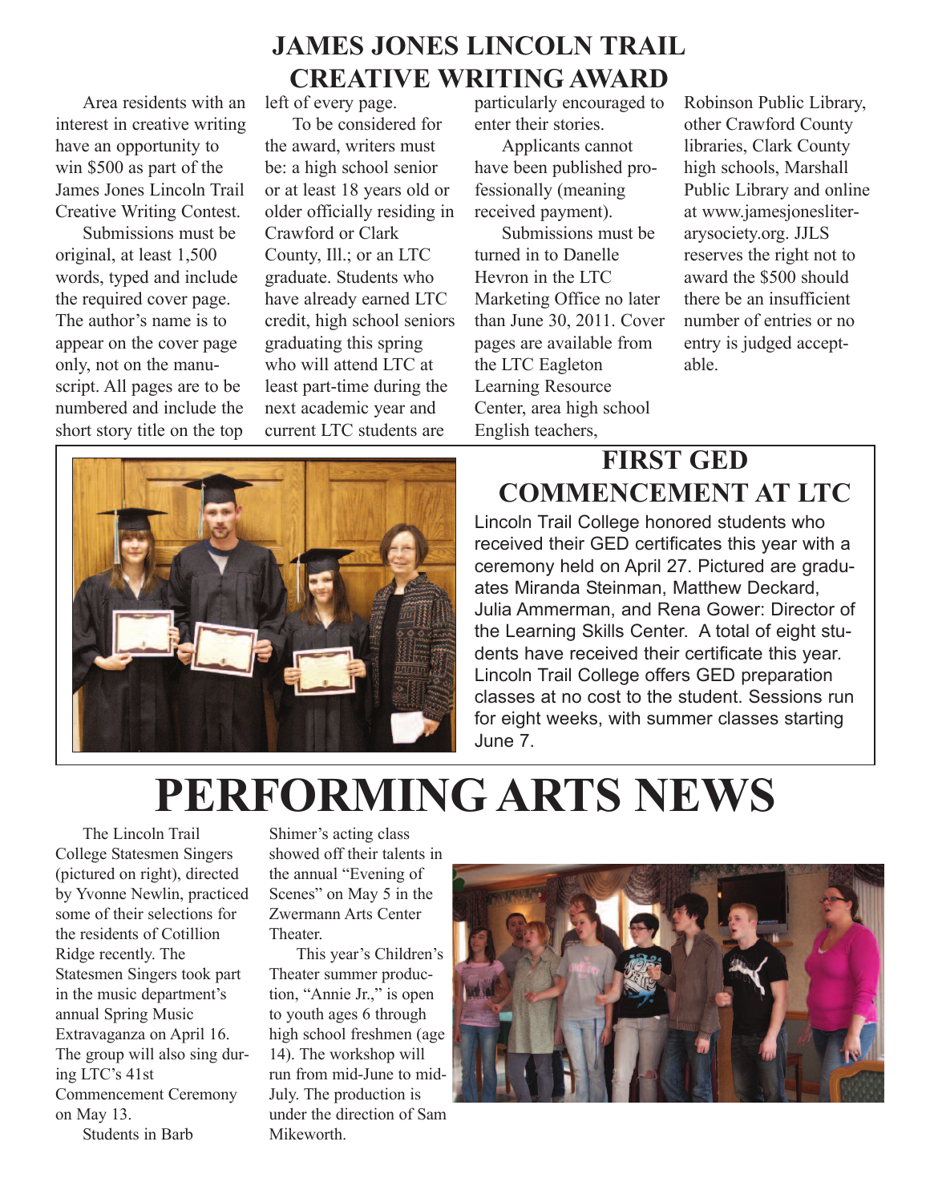## JAMES JONES LINCOLN TRAIL CREATIVE WRITING AWARD

Area residents with an interest in creative writing have an opportunity to win $500 as part of the James Jones Lincoln Trail Creative Writing Contest.

Submissions must be original, at least 1,500 words, typed and include the required cover page. The author's name is to appear on the cover page only, not on the manuscript. All pages are to be numbered and include the short story title on the top left of every page.

To be considered for the award, writers must be: a high school senior or at least 18 years old or older officially residing in Crawford or Clark County, Ill.; or an LTC graduate. Students who have already earned LTC credit, high school seniors graduating this spring who will attend LTC at least part-time during the next academic year and current LTC students are particularly encouraged to enter their stories.

Applicants cannot have been published professionally (meaning received payment).

Submissions must be turned in to Danelle Hevron in the LTC Marketing Office no later than June 30, 2011. Cover pages are available from the LTC Eagleton Learning Resource Center, area high school English teachers, Robinson Public Library, other Crawford County libraries, Clark County high schools, Marshall Public Library and online at www.jamesjonesliterarysociety.org. JJLS reserves the right not to award the $500 should there be an insufficient number of entries or no entry is judged acceptable.

## FIRST GED COMMENCEMENT AT LTC

Lincoln Trail College honored students who received their GED certificates this year with a ceremony held on April 27. Pictured are graduates Miranda Steinman, Matthew Deckard, Julia Ammerman, and Rena Gower: Director of the Learning Skills Center. A total of eight students have received their certificate this year. Lincoln Trail College offers GED preparation classes at no cost to the student. Sessions run for eight weeks, with summer classes starting June 7.

# PERFORMING ARTS NEWS

The Lincoln Trail College Statesmen Singers (pictured on right), directed by Yvonne Newlin, practiced some of their selections for the residents of Cotillion Ridge recently. The Statesmen Singers took part in the music department's annual Spring Music Extravaganza on April 16. The group will also sing during LTC's 41st Commencement Ceremony on May 13.

Students in Barb Shimer's acting class showed off their talents in the annual "Evening of Scenes" on May 5 in the Zwermann Arts Center Theater.

This year's Children's Theater summer production, "Annie Jr.," is open to youth ages 6 through high school freshmen (age 14). The workshop will run from mid-June to mid-July. The production is under the direction of Sam Mikeworth.